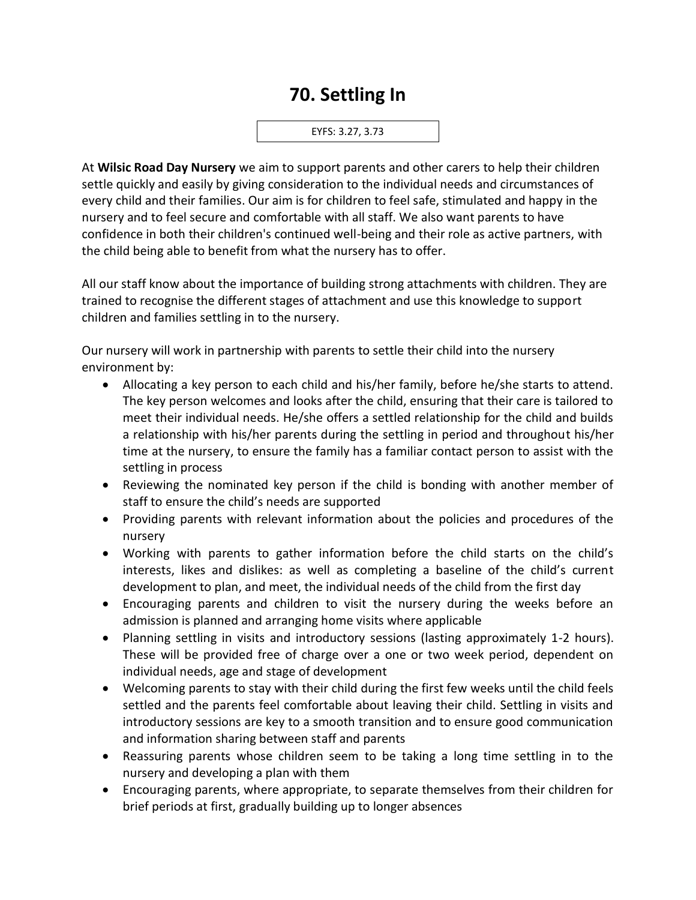# 70. Settling In

EYFS: 3.27, 3.73

At **Wilsic Road Day Nursery** we aim to support parents and other carers to help their children settle quickly and easily by giving consideration to the individual needs and circumstances of every child and their families. Our aim is for children to feel safe, stimulated and happy in the nursery and to feel secure and comfortable with all staff. We also want parents to have confidence in both their children's continued well-being and their role as active partners, with the child being able to benefit from what the nursery has to offer.

All our staff know about the importance of building strong attachments with children. They are trained to recognise the different stages of attachment and use this knowledge to support children and families settling in to the nursery.

Our nursery will work in partnership with parents to settle their child into the nursery environment by:

- Allocating a key person to each child and his/her family, before he/she starts to attend. The key person welcomes and looks after the child, ensuring that their care is tailored to meet their individual needs. He/she offers a settled relationship for the child and builds a relationship with his/her parents during the settling in period and throughout his/her time at the nursery, to ensure the family has a familiar contact person to assist with the settling in process
- Reviewing the nominated key person if the child is bonding with another member of staff to ensure the child's needs are supported
- Providing parents with relevant information about the policies and procedures of the nursery
- Working with parents to gather information before the child starts on the child's interests, likes and dislikes: as well as completing a baseline of the child's current development to plan, and meet, the individual needs of the child from the first day
- Encouraging parents and children to visit the nursery during the weeks before an admission is planned and arranging home visits where applicable
- Planning settling in visits and introductory sessions (lasting approximately 1-2 hours). These will be provided free of charge over a one or two week period, dependent on individual needs, age and stage of development
- Welcoming parents to stay with their child during the first few weeks until the child feels settled and the parents feel comfortable about leaving their child. Settling in visits and introductory sessions are key to a smooth transition and to ensure good communication and information sharing between staff and parents
- Reassuring parents whose children seem to be taking a long time settling in to the nursery and developing a plan with them
- Encouraging parents, where appropriate, to separate themselves from their children for brief periods at first, gradually building up to longer absences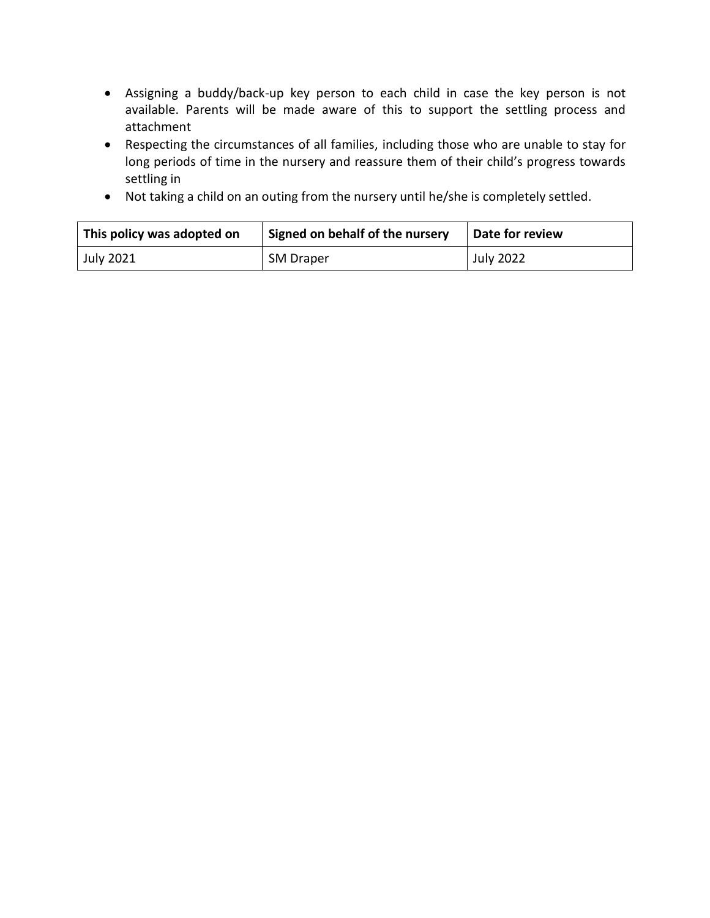- Assigning a buddy/back-up key person to each child in case the key person is not available. Parents will be made aware of this to support the settling process and attachment
- Respecting the circumstances of all families, including those who are unable to stay for long periods of time in the nursery and reassure them of their child's progress towards settling in
- Not taking a child on an outing from the nursery until he/she is completely settled.

| This policy was adopted on | Signed on behalf of the nursery | Date for review |
|---|---|---|
| July 2021 | SM Draper | July 2022 |